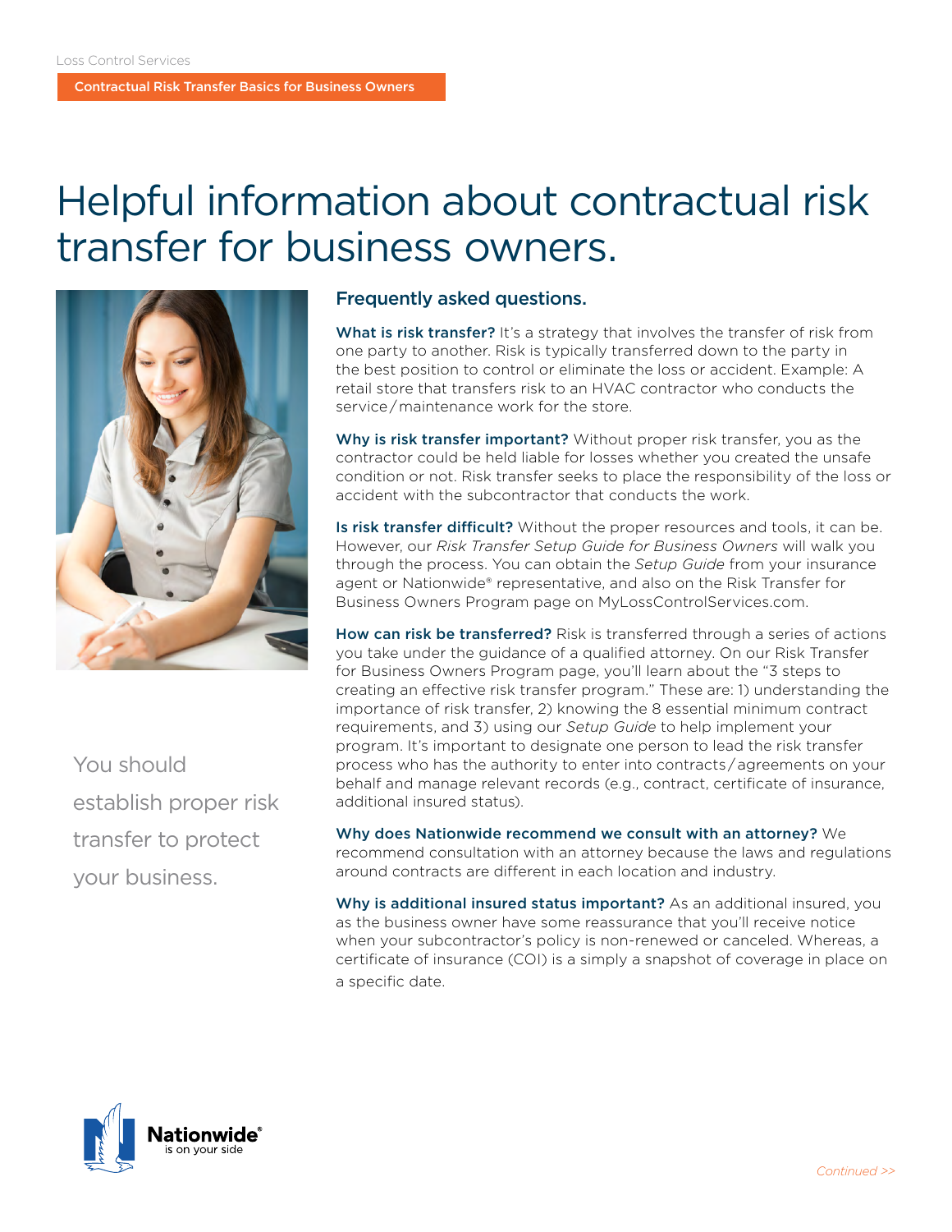Loss Control Services

**Contractual Risk Transfer Basics for Business Owners**

# Helpful information about contractual risk transfer for business owners.

You should establish proper risk transfer to protect your business.

## Frequently asked questions.

**What is risk transfer?** It's a strategy that involves the transfer of risk from one party to another. Risk is typically transferred down to the party in the best position to control or eliminate the loss or accident. Example: A retail store that transfers risk to an HVAC contractor who conducts the service/maintenance work for the store.

**Why is risk transfer important?** Without proper risk transfer, you as the contractor could be held liable for losses whether you created the unsafe condition or not. Risk transfer seeks to place the responsibility of the loss or accident with the subcontractor that conducts the work.

**Is risk transfer difficult?** Without the proper resources and tools, it can be. However, our *Risk Transfer Setup Guide for Business Owners* will walk you through the process. You can obtain the *Setup Guide* from your insurance agent or Nationwide® representative, and also on the Risk Transfer for Business Owners Program page on MyLossControlServices.com.

**How can risk be transferred?** Risk is transferred through a series of actions you take under the guidance of a qualified attorney. On our Risk Transfer for Business Owners Program page, you'll learn about the "3 steps to creating an effective risk transfer program." These are: 1) understanding the importance of risk transfer, 2) knowing the 8 essential minimum contract requirements, and 3) using our *Setup Guide* to help implement your program. It's important to designate one person to lead the risk transfer process who has the authority to enter into contracts/agreements on your behalf and manage relevant records (e.g., contract, certificate of insurance, additional insured status).

**Why does Nationwide recommend we consult with an attorney?** We recommend consultation with an attorney because the laws and regulations around contracts are different in each location and industry.

**Why is additional insured status important?** As an additional insured, you as the business owner have some reassurance that you'll receive notice when your subcontractor's policy is non-renewed or canceled. Whereas, a certificate of insurance (COI) is a simply a snapshot of coverage in place on a specific date.

Nationwide® is on your side

*Continued >>*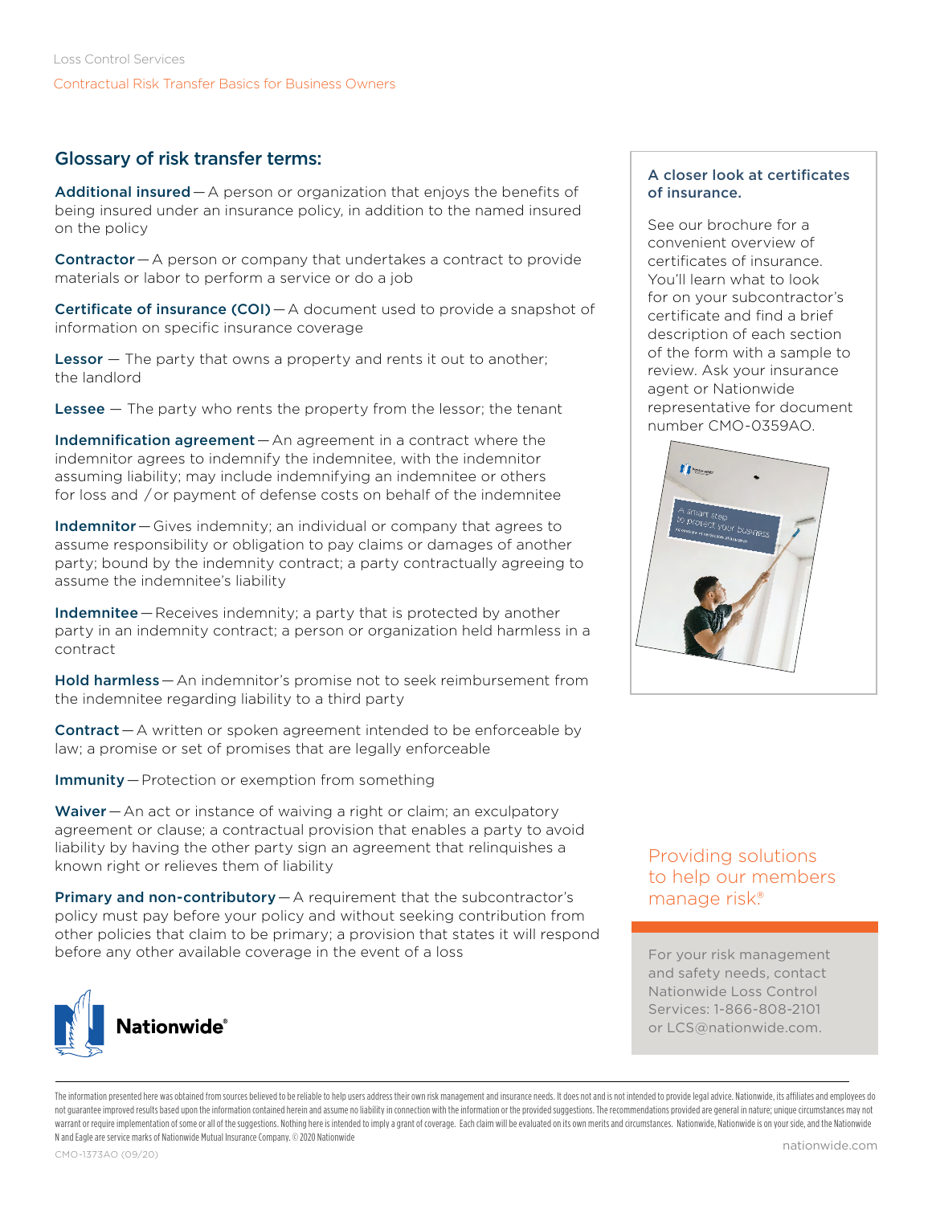Loss Control Services

Contractual Risk Transfer Basics for Business Owners

## Glossary of risk transfer terms:

**Additional insured** — A person or organization that enjoys the benefits of being insured under an insurance policy, in addition to the named insured on the policy

**Contractor** — A person or company that undertakes a contract to provide materials or labor to perform a service or do a job

**Certificate of insurance (COI)** — A document used to provide a snapshot of information on specific insurance coverage

**Lessor** — The party that owns a property and rents it out to another; the landlord

**Lessee** — The party who rents the property from the lessor; the tenant

**Indemnification agreement** — An agreement in a contract where the indemnitor agrees to indemnify the indemnitee, with the indemnitor assuming liability; may include indemnifying an indemnitee or others for loss and / or payment of defense costs on behalf of the indemnitee

**Indemnitor** — Gives indemnity; an individual or company that agrees to assume responsibility or obligation to pay claims or damages of another party; bound by the indemnity contract; a party contractually agreeing to assume the indemnitee's liability

**Indemnitee** — Receives indemnity; a party that is protected by another party in an indemnity contract; a person or organization held harmless in a contract

**Hold harmless** — An indemnitor's promise not to seek reimbursement from the indemnitee regarding liability to a third party

**Contract** — A written or spoken agreement intended to be enforceable by law; a promise or set of promises that are legally enforceable

**Immunity** — Protection or exemption from something

**Waiver** — An act or instance of waiving a right or claim; an exculpatory agreement or clause; a contractual provision that enables a party to avoid liability by having the other party sign an agreement that relinquishes a known right or relieves them of liability

**Primary and non-contributory** — A requirement that the subcontractor's policy must pay before your policy and without seeking contribution from other policies that claim to be primary; a provision that states it will respond before any other available coverage in the event of a loss

### A closer look at certificates of insurance.

See our brochure for a convenient overview of certificates of insurance. You'll learn what to look for on your subcontractor's certificate and find a brief description of each section of the form with a sample to review. Ask your insurance agent or Nationwide representative for document number CMO-0359AO.

Providing solutions to help our members manage risk.®

For your risk management and safety needs, contact Nationwide Loss Control Services: 1-866-808-2101 or LCS@nationwide.com.

Nationwide®

The information presented here was obtained from sources believed to be reliable to help users address their own risk management and insurance needs. It does not and is not intended to provide legal advice. Nationwide, its affiliates and employees do not guarantee improved results based upon the information contained herein and assume no liability in connection with the information or the provided suggestions. The recommendations provided are general in nature; unique circumstances may not warrant or require implementation of some or all of the suggestions. Nothing here is intended to imply a grant of coverage. Each claim will be evaluated on its own merits and circumstances. Nationwide, Nationwide is on your side, and the Nationwide N and Eagle are service marks of Nationwide Mutual Insurance Company. © 2020 Nationwide

CMO-1373AO (09/20)

nationwide.com